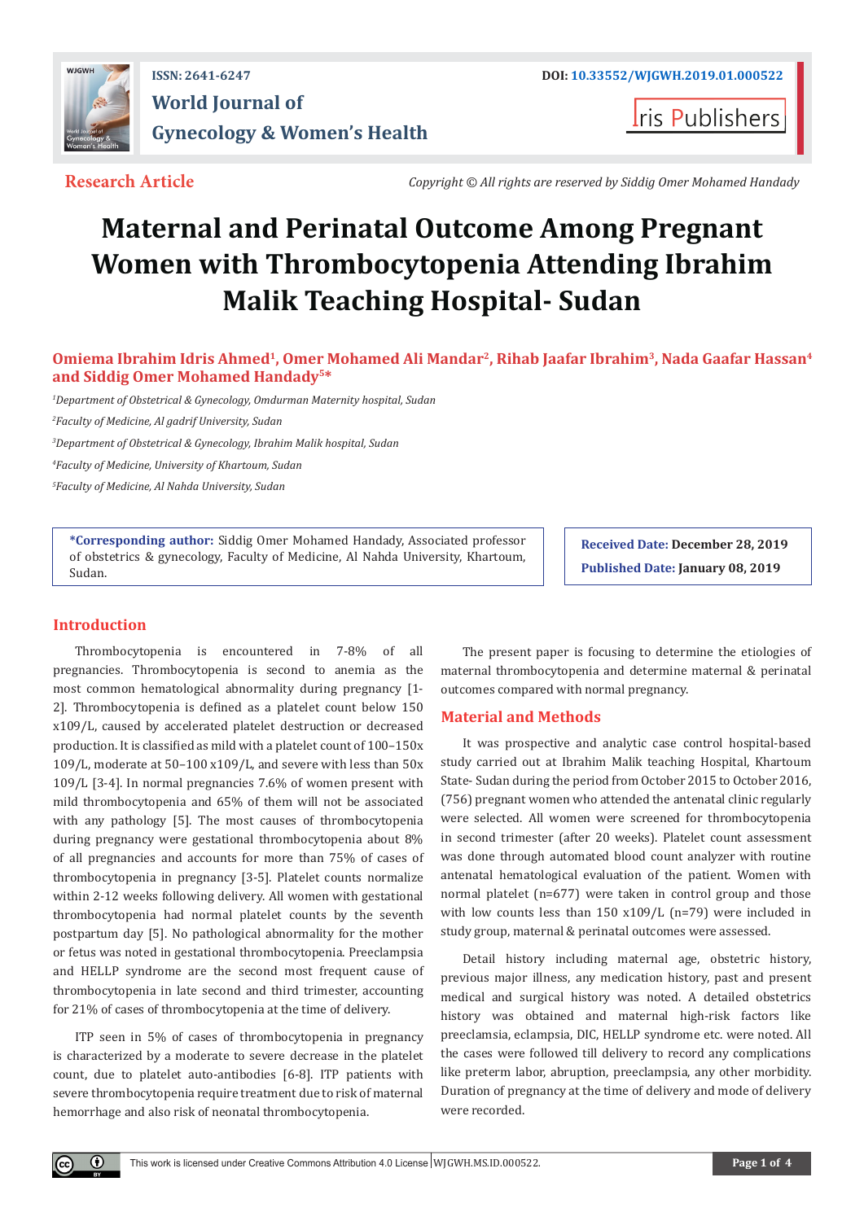**Research Article**

*Copyright © All rights are reserved by Siddig Omer Mohamed Handady*

# Maternal and Perinatal Outcome Among Pregnant Women with Thrombocytopenia Attending Ibrahim Malik Teaching Hospital- Sudan

**Omiema Ibrahim Idris Ahmed[1], Omer Mohamed Ali Mandar[2], Rihab Jaafar Ibrahim[3], Nada Gaafar Hassan[4] and Siddig Omer Mohamed Handady[5]***

*[1]Department of Obstetrical & Gynecology, Omdurman Maternity hospital, Sudan*

*[2]Faculty of Medicine, Al gadrif University, Sudan*

*[3]Department of Obstetrical & Gynecology, Ibrahim Malik hospital, Sudan*

*[4]Faculty of Medicine, University of Khartoum, Sudan*

*[5]Faculty of Medicine, Al Nahda University, Sudan*

**\*Corresponding author:** Siddig Omer Mohamed Handady, Associated professor of obstetrics & gynecology, Faculty of Medicine, Al Nahda University, Khartoum, Sudan.

**Received Date:** December 28, 2019

**Published Date:** January 08, 2019

## Introduction

Thrombocytopenia is encountered in 7-8% of all pregnancies. Thrombocytopenia is second to anemia as the most common hematological abnormality during pregnancy [1-2]. Thrombocytopenia is defined as a platelet count below 150 x109/L, caused by accelerated platelet destruction or decreased production. It is classified as mild with a platelet count of 100–150x 109/L, moderate at 50–100 x109/L, and severe with less than 50x 109/L [3-4]. In normal pregnancies 7.6% of women present with mild thrombocytopenia and 65% of them will not be associated with any pathology [5]. The most causes of thrombocytopenia during pregnancy were gestational thrombocytopenia about 8% of all pregnancies and accounts for more than 75% of cases of thrombocytopenia in pregnancy [3-5]. Platelet counts normalize within 2-12 weeks following delivery. All women with gestational thrombocytopenia had normal platelet counts by the seventh postpartum day [5]. No pathological abnormality for the mother or fetus was noted in gestational thrombocytopenia. Preeclampsia and HELLP syndrome are the second most frequent cause of thrombocytopenia in late second and third trimester, accounting for 21% of cases of thrombocytopenia at the time of delivery.

ITP seen in 5% of cases of thrombocytopenia in pregnancy is characterized by a moderate to severe decrease in the platelet count, due to platelet auto-antibodies [6-8]. ITP patients with severe thrombocytopenia require treatment due to risk of maternal hemorrhage and also risk of neonatal thrombocytopenia.

The present paper is focusing to determine the etiologies of maternal thrombocytopenia and determine maternal & perinatal outcomes compared with normal pregnancy.

## Material and Methods

It was prospective and analytic case control hospital-based study carried out at Ibrahim Malik teaching Hospital, Khartoum State- Sudan during the period from October 2015 to October 2016, (756) pregnant women who attended the antenatal clinic regularly were selected. All women were screened for thrombocytopenia in second trimester (after 20 weeks). Platelet count assessment was done through automated blood count analyzer with routine antenatal hematological evaluation of the patient. Women with normal platelet (n=677) were taken in control group and those with low counts less than 150 x109/L (n=79) were included in study group, maternal & perinatal outcomes were assessed.

Detail history including maternal age, obstetric history, previous major illness, any medication history, past and present medical and surgical history was noted. A detailed obstetrics history was obtained and maternal high-risk factors like preeclamsia, eclampsia, DIC, HELLP syndrome etc. were noted. All the cases were followed till delivery to record any complications like preterm labor, abruption, preeclampsia, any other morbidity. Duration of pregnancy at the time of delivery and mode of delivery were recorded.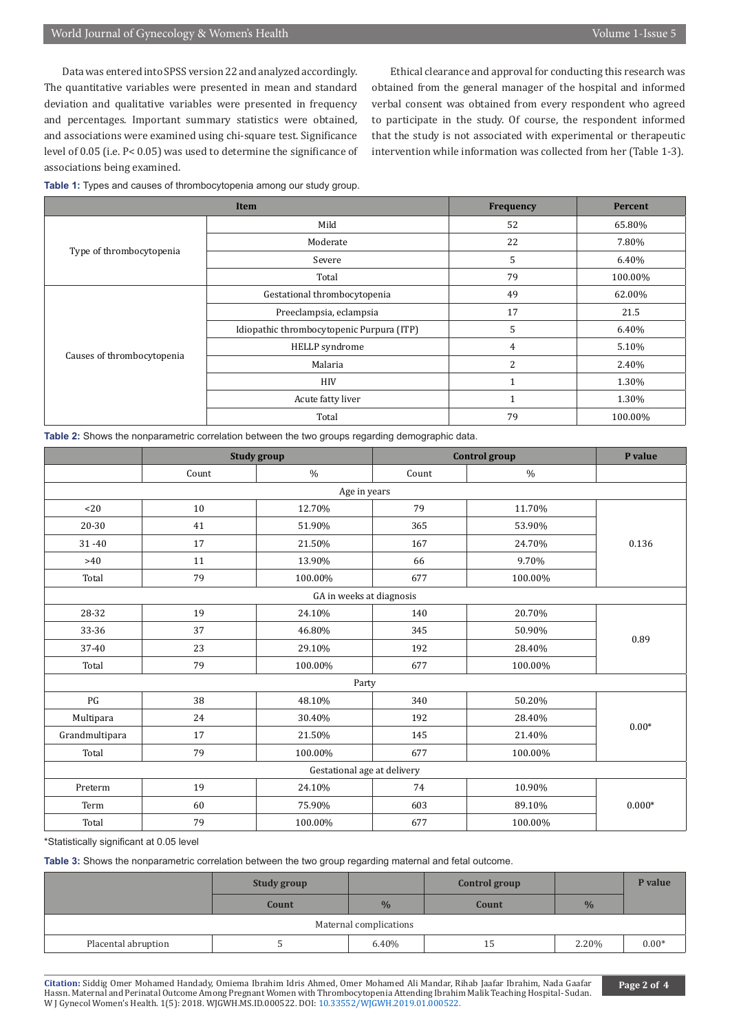Data was entered into SPSS version 22 and analyzed accordingly. The quantitative variables were presented in mean and standard deviation and qualitative variables were presented in frequency and percentages. Important summary statistics were obtained, and associations were examined using chi-square test. Significance level of 0.05 (i.e. P< 0.05) was used to determine the significance of associations being examined.

Ethical clearance and approval for conducting this research was obtained from the general manager of the hospital and informed verbal consent was obtained from every respondent who agreed to participate in the study. Of course, the respondent informed that the study is not associated with experimental or therapeutic intervention while information was collected from her (Table 1-3).

**Table 1:** Types and causes of thrombocytopenia among our study group.

| Item | | Frequency | Percent |
|---|---|---|---|
| Type of thrombocytopenia | Mild | 52 | 65.80% |
| | Moderate | 22 | 7.80% |
| | Severe | 5 | 6.40% |
| | Total | 79 | 100.00% |
| Causes of thrombocytopenia | Gestational thrombocytopenia | 49 | 62.00% |
| | Preeclampsia, eclampsia | 17 | 21.5 |
| | Idiopathic thrombocytopenic Purpura (ITP) | 5 | 6.40% |
| | HELLP syndrome | 4 | 5.10% |
| | Malaria | 2 | 2.40% |
| | HIV | 1 | 1.30% |
| | Acute fatty liver | 1 | 1.30% |
| | Total | 79 | 100.00% |

**Table 2:** Shows the nonparametric correlation between the two groups regarding demographic data.

| | Study group | | Control group | | P value |
|---|---|---|---|---|---|
| | Count | % | Count | % | |
| Age in years | | | | | |
| <20 | 10 | 12.70% | 79 | 11.70% | 0.136 |
| 20-30 | 41 | 51.90% | 365 | 53.90% | |
| 31 -40 | 17 | 21.50% | 167 | 24.70% | |
| >40 | 11 | 13.90% | 66 | 9.70% | |
| Total | 79 | 100.00% | 677 | 100.00% | |
| GA in weeks at diagnosis | | | | | |
| 28-32 | 19 | 24.10% | 140 | 20.70% | 0.89 |
| 33-36 | 37 | 46.80% | 345 | 50.90% | |
| 37-40 | 23 | 29.10% | 192 | 28.40% | |
| Total | 79 | 100.00% | 677 | 100.00% | |
| Party | | | | | |
| PG | 38 | 48.10% | 340 | 50.20% | 0.00* |
| Multipara | 24 | 30.40% | 192 | 28.40% | |
| Grandmultipara | 17 | 21.50% | 145 | 21.40% | |
| Total | 79 | 100.00% | 677 | 100.00% | |
| Gestational age at delivery | | | | | |
| Preterm | 19 | 24.10% | 74 | 10.90% | 0.000* |
| Term | 60 | 75.90% | 603 | 89.10% | |
| Total | 79 | 100.00% | 677 | 100.00% | |

*Statistically significant at 0.05 level

**Table 3:** Shows the nonparametric correlation between the two group regarding maternal and fetal outcome.

| | Study group | | Control group | | P value |
|---|---|---|---|---|---|
| | Count | % | Count | % | |
| Maternal complications | | | | | |
| Placental abruption | 5 | 6.40% | 15 | 2.20% | 0.00* |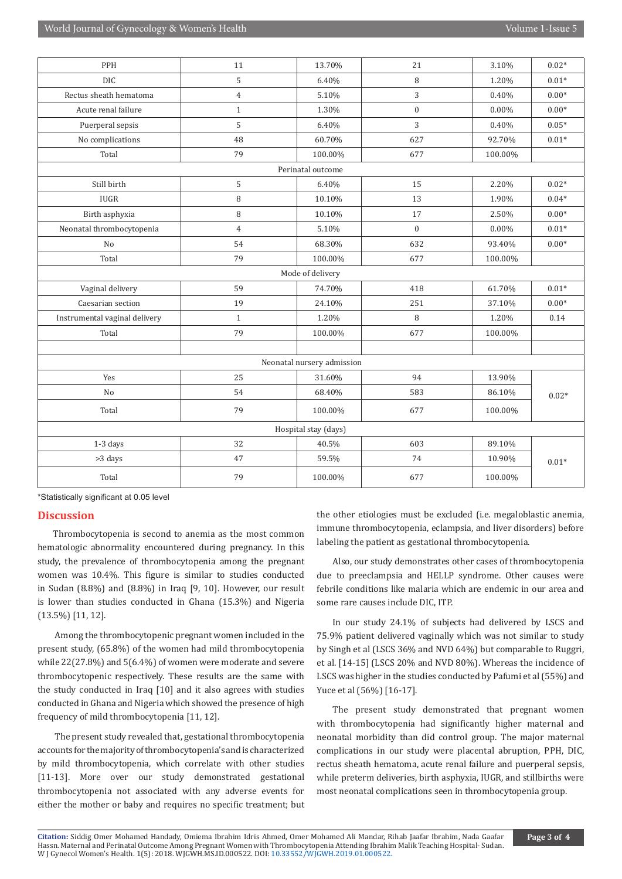| | | | | | |
|---|---|---|---|---|---|
| PPH | 11 | 13.70% | 21 | 3.10% | 0.02* |
| DIC | 5 | 6.40% | 8 | 1.20% | 0.01* |
| Rectus sheath hematoma | 4 | 5.10% | 3 | 0.40% | 0.00* |
| Acute renal failure | 1 | 1.30% | 0 | 0.00% | 0.00* |
| Puerperal sepsis | 5 | 6.40% | 3 | 0.40% | 0.05* |
| No complications | 48 | 60.70% | 627 | 92.70% | 0.01* |
| Total | 79 | 100.00% | 677 | 100.00% | |
| Perinatal outcome | | | | | |
| Still birth | 5 | 6.40% | 15 | 2.20% | 0.02* |
| IUGR | 8 | 10.10% | 13 | 1.90% | 0.04* |
| Birth asphyxia | 8 | 10.10% | 17 | 2.50% | 0.00* |
| Neonatal thrombocytopenia | 4 | 5.10% | 0 | 0.00% | 0.01* |
| No | 54 | 68.30% | 632 | 93.40% | 0.00* |
| Total | 79 | 100.00% | 677 | 100.00% | |
| Mode of delivery | | | | | |
| Vaginal delivery | 59 | 74.70% | 418 | 61.70% | 0.01* |
| Caesarian section | 19 | 24.10% | 251 | 37.10% | 0.00* |
| Instrumental vaginal delivery | 1 | 1.20% | 8 | 1.20% | 0.14 |
| Total | 79 | 100.00% | 677 | 100.00% | |
| | | | | | |
| Neonatal nursery admission | | | | | |
| Yes | 25 | 31.60% | 94 | 13.90% | 0.02* |
| No | 54 | 68.40% | 583 | 86.10% | |
| Total | 79 | 100.00% | 677 | 100.00% | |
| Hospital stay (days) | | | | | |
| 1-3 days | 32 | 40.5% | 603 | 89.10% | 0.01* |
| >3 days | 47 | 59.5% | 74 | 10.90% | |
| Total | 79 | 100.00% | 677 | 100.00% | |

*Statistically significant at 0.05 level

## Discussion

Thrombocytopenia is second to anemia as the most common hematologic abnormality encountered during pregnancy. In this study, the prevalence of thrombocytopenia among the pregnant women was 10.4%. This figure is similar to studies conducted in Sudan (8.8%) and (8.8%) in Iraq [9, 10]. However, our result is lower than studies conducted in Ghana (15.3%) and Nigeria (13.5%) [11, 12].

Among the thrombocytopenic pregnant women included in the present study, (65.8%) of the women had mild thrombocytopenia while 22(27.8%) and 5(6.4%) of women were moderate and severe thrombocytopenic respectively. These results are the same with the study conducted in Iraq [10] and it also agrees with studies conducted in Ghana and Nigeria which showed the presence of high frequency of mild thrombocytopenia [11, 12].

The present study revealed that, gestational thrombocytopenia accounts for the majority of thrombocytopenia's and is characterized by mild thrombocytopenia, which correlate with other studies [11-13]. More over our study demonstrated gestational thrombocytopenia not associated with any adverse events for either the mother or baby and requires no specific treatment; but the other etiologies must be excluded (i.e. megaloblastic anemia, immune thrombocytopenia, eclampsia, and liver disorders) before labeling the patient as gestational thrombocytopenia.

Also, our study demonstrates other cases of thrombocytopenia due to preeclampsia and HELLP syndrome. Other causes were febrile conditions like malaria which are endemic in our area and some rare causes include DIC, ITP.

In our study 24.1% of subjects had delivered by LSCS and 75.9% patient delivered vaginally which was not similar to study by Singh et al (LSCS 36% and NVD 64%) but comparable to Ruggri, et al. [14-15] (LSCS 20% and NVD 80%). Whereas the incidence of LSCS was higher in the studies conducted by Pafumi et al (55%) and Yuce et al (56%) [16-17].

The present study demonstrated that pregnant women with thrombocytopenia had significantly higher maternal and neonatal morbidity than did control group. The major maternal complications in our study were placental abruption, PPH, DIC, rectus sheath hematoma, acute renal failure and puerperal sepsis, while preterm deliveries, birth asphyxia, IUGR, and stillbirths were most neonatal complications seen in thrombocytopenia group.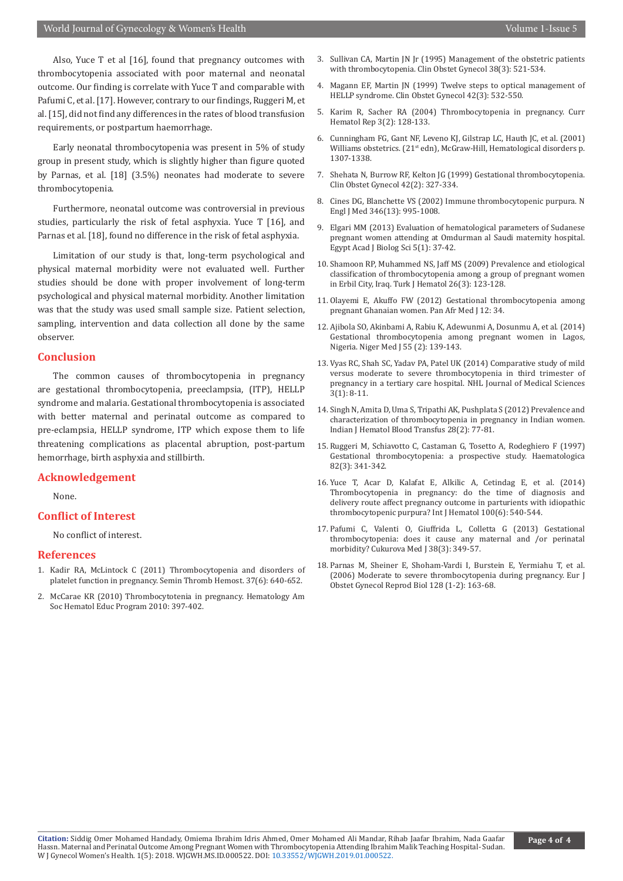Also, Yuce T et al [16], found that pregnancy outcomes with thrombocytopenia associated with poor maternal and neonatal outcome. Our finding is correlate with Yuce T and comparable with Pafumi C, et al. [17]. However, contrary to our findings, Ruggeri M, et al. [15], did not find any differences in the rates of blood transfusion requirements, or postpartum haemorrhage.

Early neonatal thrombocytopenia was present in 5% of study group in present study, which is slightly higher than figure quoted by Parnas, et al. [18] (3.5%) neonates had moderate to severe thrombocytopenia.

Furthermore, neonatal outcome was controversial in previous studies, particularly the risk of fetal asphyxia. Yuce T [16], and Parnas et al. [18], found no difference in the risk of fetal asphyxia.

Limitation of our study is that, long-term psychological and physical maternal morbidity were not evaluated well. Further studies should be done with proper involvement of long-term psychological and physical maternal morbidity. Another limitation was that the study was used small sample size. Patient selection, sampling, intervention and data collection all done by the same observer.

## Conclusion

The common causes of thrombocytopenia in pregnancy are gestational thrombocytopenia, preeclampsia, (ITP), HELLP syndrome and malaria. Gestational thrombocytopenia is associated with better maternal and perinatal outcome as compared to pre-eclampsia, HELLP syndrome, ITP which expose them to life threatening complications as placental abruption, post-partum hemorrhage, birth asphyxia and stillbirth.

## Acknowledgement

None.

## Conflict of Interest

No conflict of interest.

## References

1. Kadir RA, McLintock C (2011) Thrombocytopenia and disorders of platelet function in pregnancy. Semin Thromb Hemost. 37(6): 640-652.
2. McCarae KR (2010) Thrombocytotenia in pregnancy. Hematology Am Soc Hematol Educ Program 2010: 397-402.
3. Sullivan CA, Martin JN Jr (1995) Management of the obstetric patients with thrombocytopenia. Clin Obstet Gynecol 38(3): 521-534.
4. Magann EF, Martin JN (1999) Twelve steps to optical management of HELLP syndrome. Clin Obstet Gynecol 42(3): 532-550.
5. Karim R, Sacher RA (2004) Thrombocytopenia in pregnancy. Curr Hematol Rep 3(2): 128-133.
6. Cunningham FG, Gant NF, Leveno KJ, Gilstrap LC, Hauth JC, et al. (2001) Williams obstetrics. (21st edn), McGraw-Hill, Hematological disorders p. 1307-1338.
7. Shehata N, Burrow RF, Kelton JG (1999) Gestational thrombocytopenia. Clin Obstet Gynecol 42(2): 327-334.
8. Cines DG, Blanchette VS (2002) Immune thrombocytopenic purpura. N Engl J Med 346(13): 995-1008.
9. Elgari MM (2013) Evaluation of hematological parameters of Sudanese pregnant women attending at Omdurman al Saudi maternity hospital. Egypt Acad J Biolog Sci 5(1): 37-42.
10. Shamoon RP, Muhammed NS, Jaff MS (2009) Prevalence and etiological classification of thrombocytopenia among a group of pregnant women in Erbil City, Iraq. Turk J Hematol 26(3): 123-128.
11. Olayemi E, Akuffo FW (2012) Gestational thrombocytopenia among pregnant Ghanaian women. Pan Afr Med J 12: 34.
12. Ajibola SO, Akinbami A, Rabiu K, Adewunmi A, Dosunmu A, et al. (2014) Gestational thrombocytopenia among pregnant women in Lagos, Nigeria. Niger Med J 55 (2): 139-143.
13. Vyas RC, Shah SC, Yadav PA, Patel UK (2014) Comparative study of mild versus moderate to severe thrombocytopenia in third trimester of pregnancy in a tertiary care hospital. NHL Journal of Medical Sciences 3(1): 8-11.
14. Singh N, Amita D, Uma S, Tripathi AK, Pushplata S (2012) Prevalence and characterization of thrombocytopenia in pregnancy in Indian women. Indian J Hematol Blood Transfus 28(2): 77-81.
15. Ruggeri M, Schiavotto C, Castaman G, Tosetto A, Rodeghiero F (1997) Gestational thrombocytopenia: a prospective study. Haematologica 82(3): 341-342.
16. Yuce T, Acar D, Kalafat E, Alkilic A, Cetindag E, et al. (2014) Thrombocytopenia in pregnancy: do the time of diagnosis and delivery route affect pregnancy outcome in parturients with idiopathic thrombocytopenic purpura? Int J Hematol 100(6): 540-544.
17. Pafumi C, Valenti O, Giuffrida L, Colletta G (2013) Gestational thrombocytopenia: does it cause any maternal and /or perinatal morbidity? Cukurova Med J 38(3): 349-57.
18. Parnas M, Sheiner E, Shoham-Vardi I, Burstein E, Yermiahu T, et al. (2006) Moderate to severe thrombocytopenia during pregnancy. Eur J Obstet Gynecol Reprod Biol 128 (1-2): 163-68.

**Citation:** Siddig Omer Mohamed Handady, Omiema Ibrahim Idris Ahmed, Omer Mohamed Ali Mandar, Rihab Jaafar Ibrahim, Nada Gaafar Hassn. Maternal and Perinatal Outcome Among Pregnant Women with Thrombocytopenia Attending Ibrahim Malik Teaching Hospital- Sudan. W J Gynecol Women's Health. 1(5): 2018. WJGWH.MS.ID.000522. DOI: 10.33552/WJGWH.2019.01.000522.